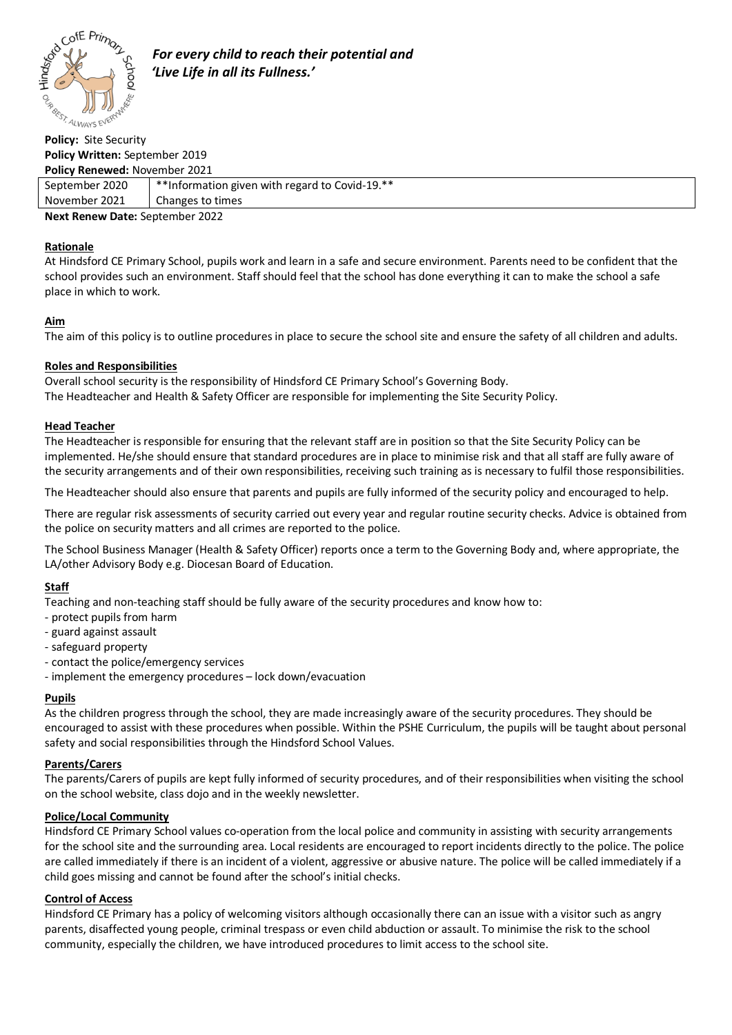*For every child to reach their potential and 'Live Life in all its Fullness.'*

**Policy:** Site Security
**Policy Written:** September 2019
**Policy Renewed:** November 2021

| September 2020 | **Information given with regard to Covid-19.** |
|---|---|
| November 2021 | Changes to times |

**Next Renew Date:** September 2022

## Rationale

At Hindsford CE Primary School, pupils work and learn in a safe and secure environment. Parents need to be confident that the school provides such an environment. Staff should feel that the school has done everything it can to make the school a safe place in which to work.

## Aim

The aim of this policy is to outline procedures in place to secure the school site and ensure the safety of all children and adults.

## Roles and Responsibilities

Overall school security is the responsibility of Hindsford CE Primary School's Governing Body.
The Headteacher and Health & Safety Officer are responsible for implementing the Site Security Policy.

## Head Teacher

The Headteacher is responsible for ensuring that the relevant staff are in position so that the Site Security Policy can be implemented. He/she should ensure that standard procedures are in place to minimise risk and that all staff are fully aware of the security arrangements and of their own responsibilities, receiving such training as is necessary to fulfil those responsibilities.

The Headteacher should also ensure that parents and pupils are fully informed of the security policy and encouraged to help.

There are regular risk assessments of security carried out every year and regular routine security checks. Advice is obtained from the police on security matters and all crimes are reported to the police.

The School Business Manager (Health & Safety Officer) reports once a term to the Governing Body and, where appropriate, the LA/other Advisory Body e.g. Diocesan Board of Education.

## Staff

Teaching and non-teaching staff should be fully aware of the security procedures and know how to:

- protect pupils from harm
- guard against assault
- safeguard property
- contact the police/emergency services
- implement the emergency procedures – lock down/evacuation

## Pupils

As the children progress through the school, they are made increasingly aware of the security procedures. They should be encouraged to assist with these procedures when possible. Within the PSHE Curriculum, the pupils will be taught about personal safety and social responsibilities through the Hindsford School Values.

## Parents/Carers

The parents/Carers of pupils are kept fully informed of security procedures, and of their responsibilities when visiting the school on the school website, class dojo and in the weekly newsletter.

## Police/Local Community

Hindsford CE Primary School values co-operation from the local police and community in assisting with security arrangements for the school site and the surrounding area. Local residents are encouraged to report incidents directly to the police. The police are called immediately if there is an incident of a violent, aggressive or abusive nature. The police will be called immediately if a child goes missing and cannot be found after the school's initial checks.

## Control of Access

Hindsford CE Primary has a policy of welcoming visitors although occasionally there can an issue with a visitor such as angry parents, disaffected young people, criminal trespass or even child abduction or assault. To minimise the risk to the school community, especially the children, we have introduced procedures to limit access to the school site.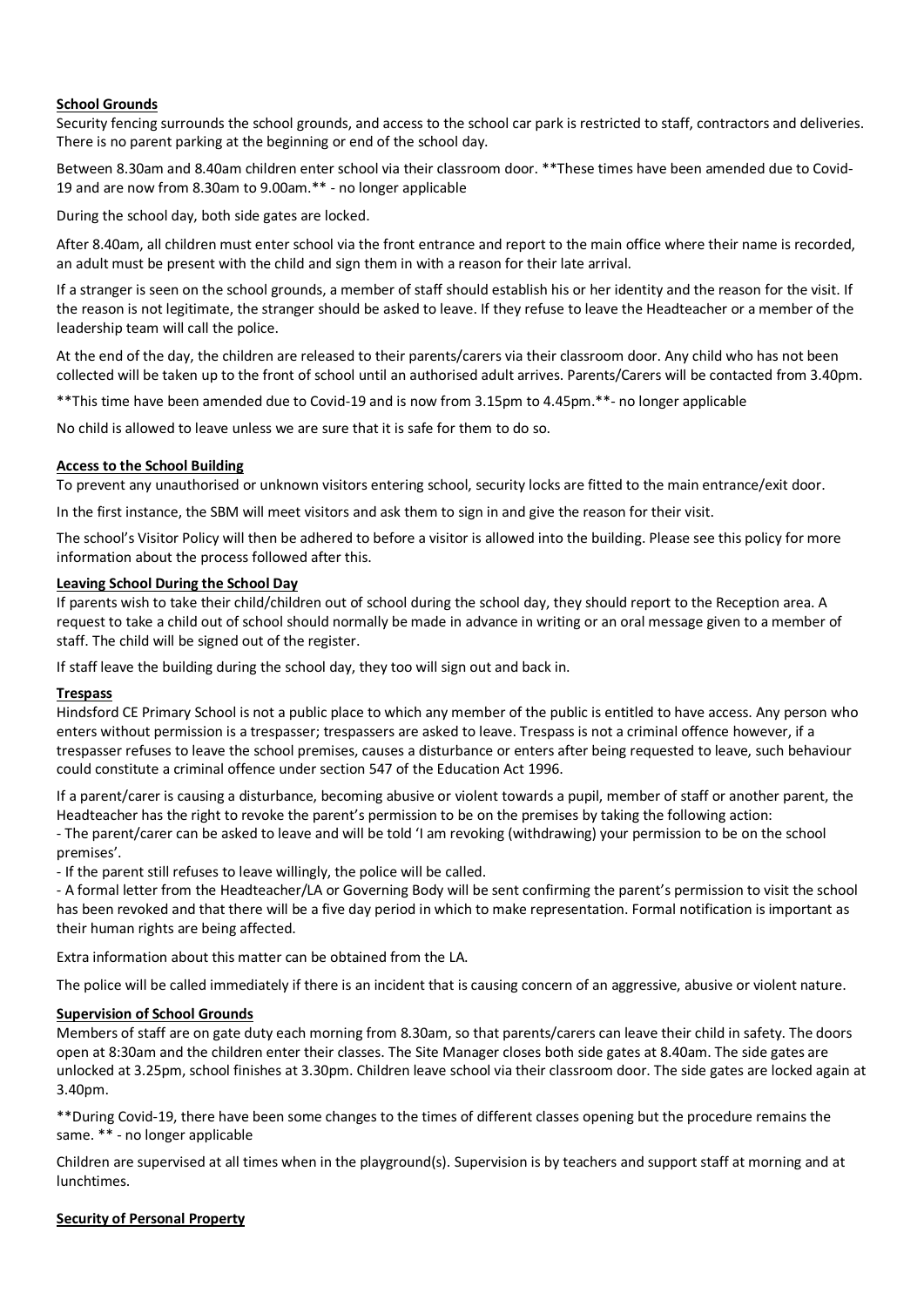**School Grounds**

Security fencing surrounds the school grounds, and access to the school car park is restricted to staff, contractors and deliveries. There is no parent parking at the beginning or end of the school day.

Between 8.30am and 8.40am children enter school via their classroom door. **These times have been amended due to Covid-19 and are now from 8.30am to 9.00am.** - no longer applicable

During the school day, both side gates are locked.

After 8.40am, all children must enter school via the front entrance and report to the main office where their name is recorded, an adult must be present with the child and sign them in with a reason for their late arrival.

If a stranger is seen on the school grounds, a member of staff should establish his or her identity and the reason for the visit. If the reason is not legitimate, the stranger should be asked to leave. If they refuse to leave the Headteacher or a member of the leadership team will call the police.

At the end of the day, the children are released to their parents/carers via their classroom door. Any child who has not been collected will be taken up to the front of school until an authorised adult arrives. Parents/Carers will be contacted from 3.40pm.

**This time have been amended due to Covid-19 and is now from 3.15pm to 4.45pm.**- no longer applicable

No child is allowed to leave unless we are sure that it is safe for them to do so.

**Access to the School Building**

To prevent any unauthorised or unknown visitors entering school, security locks are fitted to the main entrance/exit door.

In the first instance, the SBM will meet visitors and ask them to sign in and give the reason for their visit.

The school's Visitor Policy will then be adhered to before a visitor is allowed into the building. Please see this policy for more information about the process followed after this.

**Leaving School During the School Day**

If parents wish to take their child/children out of school during the school day, they should report to the Reception area. A request to take a child out of school should normally be made in advance in writing or an oral message given to a member of staff. The child will be signed out of the register.

If staff leave the building during the school day, they too will sign out and back in.

**Trespass**

Hindsford CE Primary School is not a public place to which any member of the public is entitled to have access. Any person who enters without permission is a trespasser; trespassers are asked to leave. Trespass is not a criminal offence however, if a trespasser refuses to leave the school premises, causes a disturbance or enters after being requested to leave, such behaviour could constitute a criminal offence under section 547 of the Education Act 1996.

If a parent/carer is causing a disturbance, becoming abusive or violent towards a pupil, member of staff or another parent, the Headteacher has the right to revoke the parent's permission to be on the premises by taking the following action:

- The parent/carer can be asked to leave and will be told 'I am revoking (withdrawing) your permission to be on the school premises'.
- If the parent still refuses to leave willingly, the police will be called.
- A formal letter from the Headteacher/LA or Governing Body will be sent confirming the parent's permission to visit the school has been revoked and that there will be a five day period in which to make representation. Formal notification is important as their human rights are being affected.

Extra information about this matter can be obtained from the LA.

The police will be called immediately if there is an incident that is causing concern of an aggressive, abusive or violent nature.

**Supervision of School Grounds**

Members of staff are on gate duty each morning from 8.30am, so that parents/carers can leave their child in safety. The doors open at 8:30am and the children enter their classes. The Site Manager closes both side gates at 8.40am. The side gates are unlocked at 3.25pm, school finishes at 3.30pm. Children leave school via their classroom door. The side gates are locked again at 3.40pm.

**During Covid-19, there have been some changes to the times of different classes opening but the procedure remains the same. ** - no longer applicable

Children are supervised at all times when in the playground(s). Supervision is by teachers and support staff at morning and at lunchtimes.

**Security of Personal Property**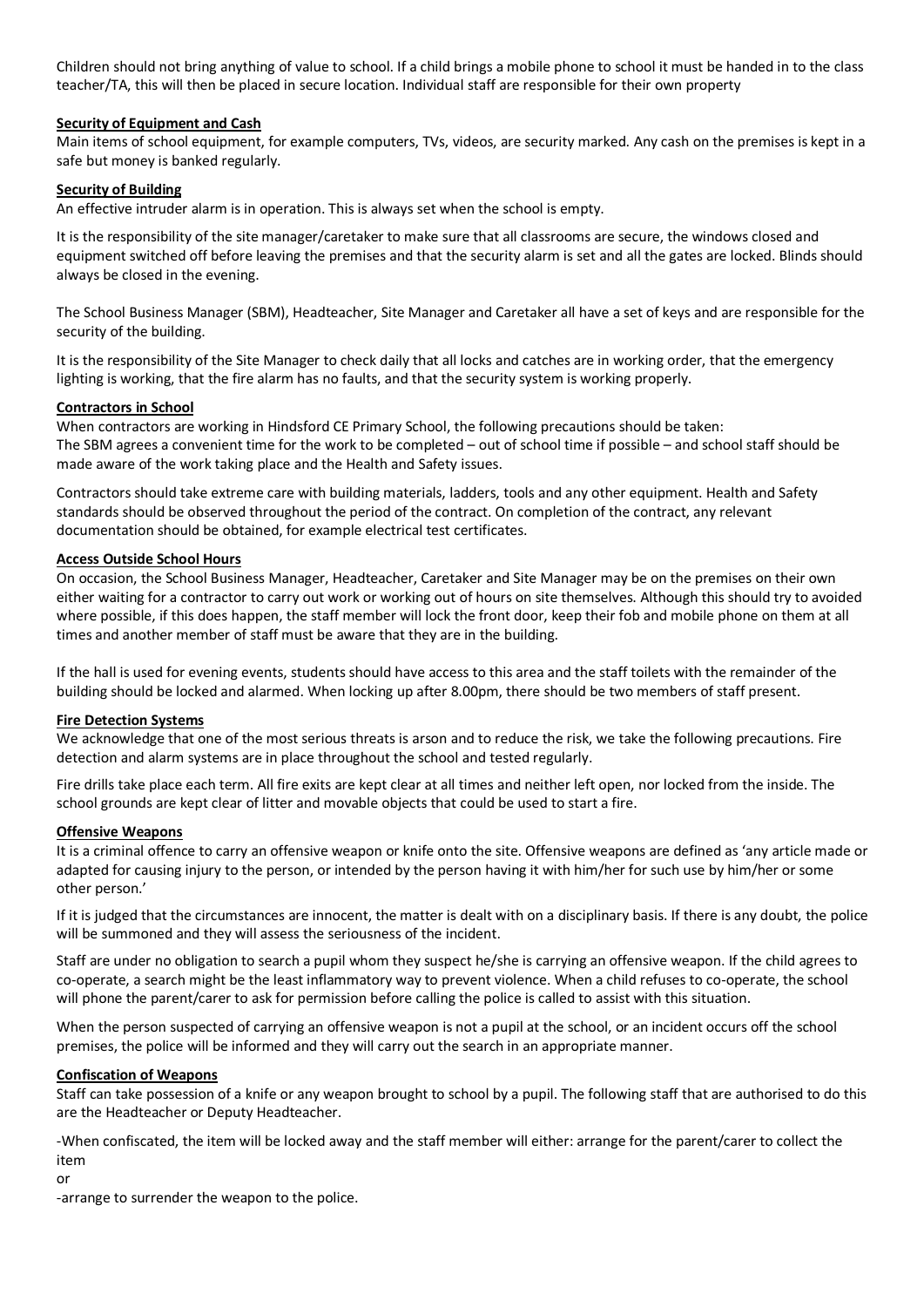Children should not bring anything of value to school. If a child brings a mobile phone to school it must be handed in to the class teacher/TA, this will then be placed in secure location. Individual staff are responsible for their own property

**Security of Equipment and Cash**

Main items of school equipment, for example computers, TVs, videos, are security marked. Any cash on the premises is kept in a safe but money is banked regularly.

**Security of Building**

An effective intruder alarm is in operation. This is always set when the school is empty.

It is the responsibility of the site manager/caretaker to make sure that all classrooms are secure, the windows closed and equipment switched off before leaving the premises and that the security alarm is set and all the gates are locked. Blinds should always be closed in the evening.

The School Business Manager (SBM), Headteacher, Site Manager and Caretaker all have a set of keys and are responsible for the security of the building.

It is the responsibility of the Site Manager to check daily that all locks and catches are in working order, that the emergency lighting is working, that the fire alarm has no faults, and that the security system is working properly.

**Contractors in School**

When contractors are working in Hindsford CE Primary School, the following precautions should be taken:
The SBM agrees a convenient time for the work to be completed – out of school time if possible – and school staff should be made aware of the work taking place and the Health and Safety issues.

Contractors should take extreme care with building materials, ladders, tools and any other equipment. Health and Safety standards should be observed throughout the period of the contract. On completion of the contract, any relevant documentation should be obtained, for example electrical test certificates.

**Access Outside School Hours**

On occasion, the School Business Manager, Headteacher, Caretaker and Site Manager may be on the premises on their own either waiting for a contractor to carry out work or working out of hours on site themselves. Although this should try to avoided where possible, if this does happen, the staff member will lock the front door, keep their fob and mobile phone on them at all times and another member of staff must be aware that they are in the building.

If the hall is used for evening events, students should have access to this area and the staff toilets with the remainder of the building should be locked and alarmed. When locking up after 8.00pm, there should be two members of staff present.

**Fire Detection Systems**

We acknowledge that one of the most serious threats is arson and to reduce the risk, we take the following precautions. Fire detection and alarm systems are in place throughout the school and tested regularly.

Fire drills take place each term. All fire exits are kept clear at all times and neither left open, nor locked from the inside. The school grounds are kept clear of litter and movable objects that could be used to start a fire.

**Offensive Weapons**

It is a criminal offence to carry an offensive weapon or knife onto the site. Offensive weapons are defined as 'any article made or adapted for causing injury to the person, or intended by the person having it with him/her for such use by him/her or some other person.'

If it is judged that the circumstances are innocent, the matter is dealt with on a disciplinary basis. If there is any doubt, the police will be summoned and they will assess the seriousness of the incident.

Staff are under no obligation to search a pupil whom they suspect he/she is carrying an offensive weapon. If the child agrees to co-operate, a search might be the least inflammatory way to prevent violence. When a child refuses to co-operate, the school will phone the parent/carer to ask for permission before calling the police is called to assist with this situation.

When the person suspected of carrying an offensive weapon is not a pupil at the school, or an incident occurs off the school premises, the police will be informed and they will carry out the search in an appropriate manner.

**Confiscation of Weapons**

Staff can take possession of a knife or any weapon brought to school by a pupil. The following staff that are authorised to do this are the Headteacher or Deputy Headteacher.

-When confiscated, the item will be locked away and the staff member will either: arrange for the parent/carer to collect the item

or

-arrange to surrender the weapon to the police.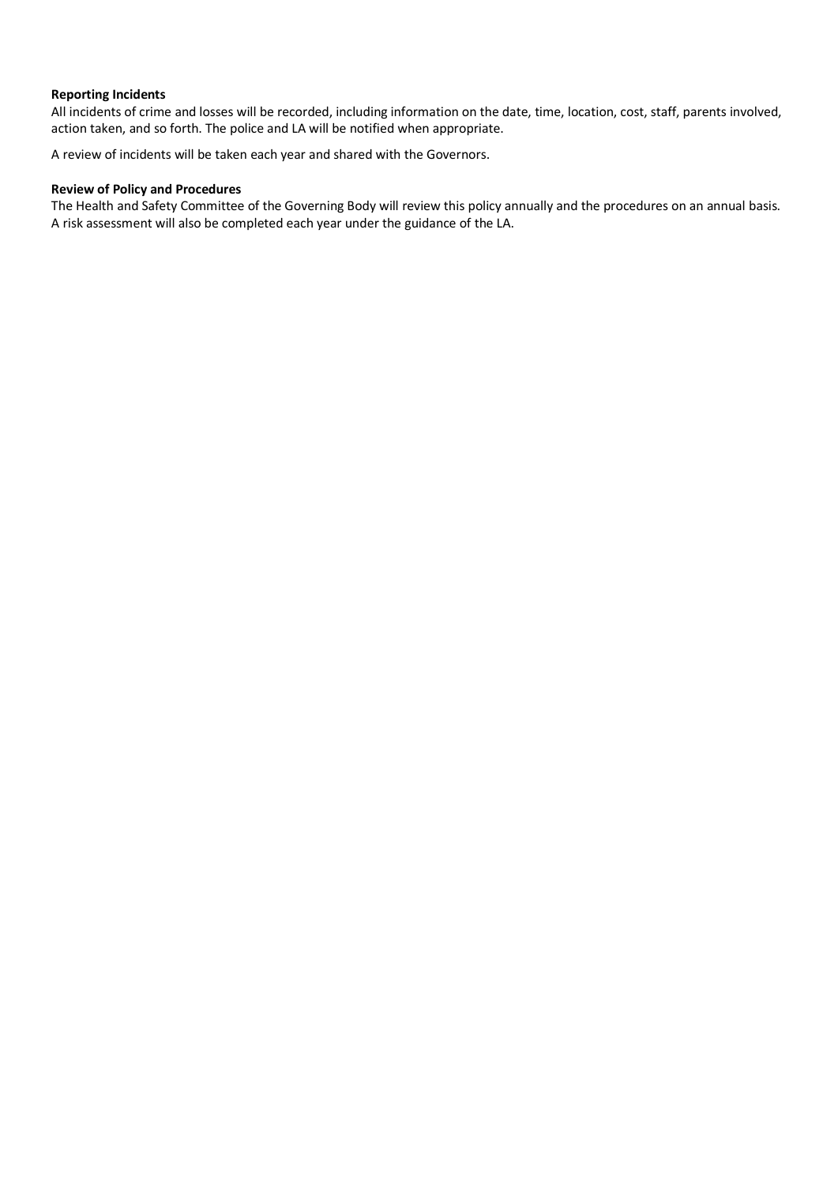**Reporting Incidents**

All incidents of crime and losses will be recorded, including information on the date, time, location, cost, staff, parents involved, action taken, and so forth. The police and LA will be notified when appropriate.

A review of incidents will be taken each year and shared with the Governors.

**Review of Policy and Procedures**

The Health and Safety Committee of the Governing Body will review this policy annually and the procedures on an annual basis. A risk assessment will also be completed each year under the guidance of the LA.